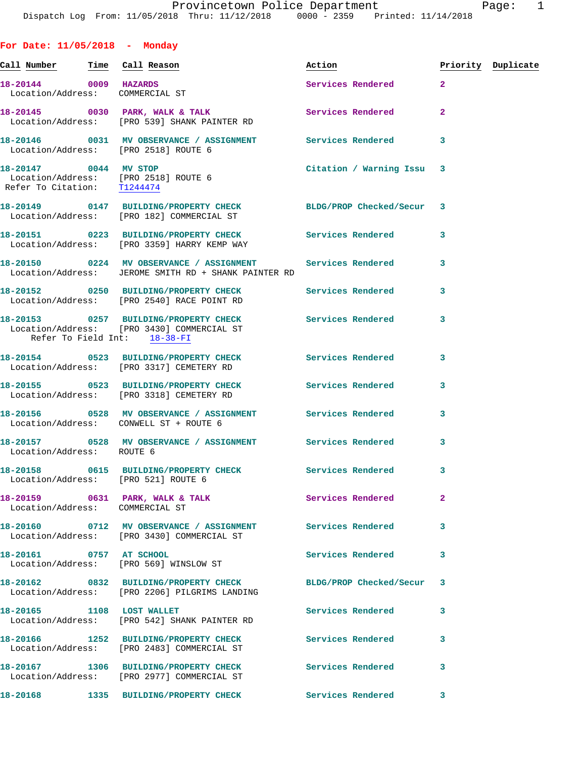Provincetown Police Department
Dispatch Log From: 11/05/2018 Thru: 11/12/2018 0000 - 2359 Printed: 11/14/2018

## For Date: 11/05/2018 - Monday

| Call Number | Time | Call Reason | Action | Priority | Duplicate |
|---|---|---|---|---|---|
| 18-20144 | 0009 | HAZARDS | Services Rendered | 2 | |
| Location/Address: COMMERCIAL ST | | | | | |
| 18-20145 | 0030 | PARK, WALK & TALK | Services Rendered | 2 | |
| Location/Address: [PRO 539] SHANK PAINTER RD | | | | | |
| 18-20146 | 0031 | MV OBSERVANCE / ASSIGNMENT | Services Rendered | 3 | |
| Location/Address: [PRO 2518] ROUTE 6 | | | | | |
| 18-20147 | 0044 | MV STOP | Citation / Warning Issu | 3 | |
| Location/Address: [PRO 2518] ROUTE 6 | | | | | |
| Refer To Citation: T1244474 | | | | | |
| 18-20149 | 0147 | BUILDING/PROPERTY CHECK | BLDG/PROP Checked/Secur | 3 | |
| Location/Address: [PRO 182] COMMERCIAL ST | | | | | |
| 18-20151 | 0223 | BUILDING/PROPERTY CHECK | Services Rendered | 3 | |
| Location/Address: [PRO 3359] HARRY KEMP WAY | | | | | |
| 18-20150 | 0224 | MV OBSERVANCE / ASSIGNMENT | Services Rendered | 3 | |
| Location/Address: JEROME SMITH RD + SHANK PAINTER RD | | | | | |
| 18-20152 | 0250 | BUILDING/PROPERTY CHECK | Services Rendered | 3 | |
| Location/Address: [PRO 2540] RACE POINT RD | | | | | |
| 18-20153 | 0257 | BUILDING/PROPERTY CHECK | Services Rendered | 3 | |
| Location/Address: [PRO 3430] COMMERCIAL ST | | | | | |
| Refer To Field Int: 18-38-FI | | | | | |
| 18-20154 | 0523 | BUILDING/PROPERTY CHECK | Services Rendered | 3 | |
| Location/Address: [PRO 3317] CEMETERY RD | | | | | |
| 18-20155 | 0523 | BUILDING/PROPERTY CHECK | Services Rendered | 3 | |
| Location/Address: [PRO 3318] CEMETERY RD | | | | | |
| 18-20156 | 0528 | MV OBSERVANCE / ASSIGNMENT | Services Rendered | 3 | |
| Location/Address: CONWELL ST + ROUTE 6 | | | | | |
| 18-20157 | 0528 | MV OBSERVANCE / ASSIGNMENT | Services Rendered | 3 | |
| Location/Address: ROUTE 6 | | | | | |
| 18-20158 | 0615 | BUILDING/PROPERTY CHECK | Services Rendered | 3 | |
| Location/Address: [PRO 521] ROUTE 6 | | | | | |
| 18-20159 | 0631 | PARK, WALK & TALK | Services Rendered | 2 | |
| Location/Address: COMMERCIAL ST | | | | | |
| 18-20160 | 0712 | MV OBSERVANCE / ASSIGNMENT | Services Rendered | 3 | |
| Location/Address: [PRO 3430] COMMERCIAL ST | | | | | |
| 18-20161 | 0757 | AT SCHOOL | Services Rendered | 3 | |
| Location/Address: [PRO 569] WINSLOW ST | | | | | |
| 18-20162 | 0832 | BUILDING/PROPERTY CHECK | BLDG/PROP Checked/Secur | 3 | |
| Location/Address: [PRO 2206] PILGRIMS LANDING | | | | | |
| 18-20165 | 1108 | LOST WALLET | Services Rendered | 3 | |
| Location/Address: [PRO 542] SHANK PAINTER RD | | | | | |
| 18-20166 | 1252 | BUILDING/PROPERTY CHECK | Services Rendered | 3 | |
| Location/Address: [PRO 2483] COMMERCIAL ST | | | | | |
| 18-20167 | 1306 | BUILDING/PROPERTY CHECK | Services Rendered | 3 | |
| Location/Address: [PRO 2977] COMMERCIAL ST | | | | | |
| 18-20168 | 1335 | BUILDING/PROPERTY CHECK | Services Rendered | 3 | |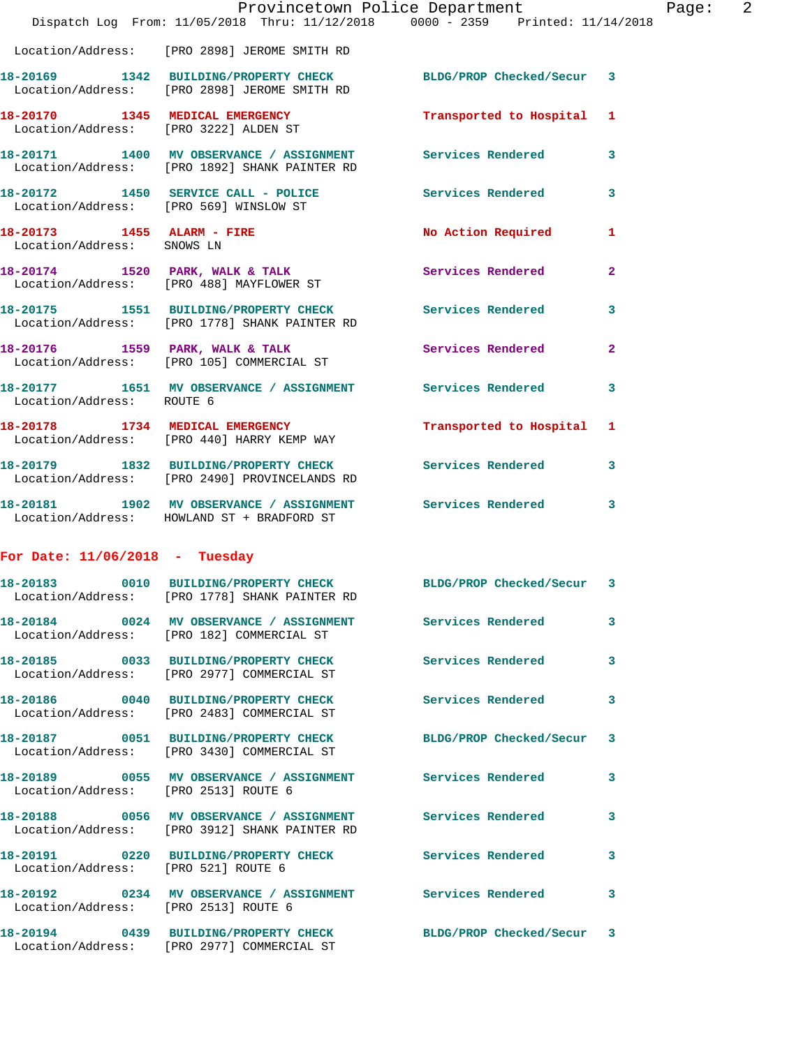Location/Address: [PRO 2898] JEROME SMITH RD

**18-20169 1342 BUILDING/PROPERTY CHECK** BLDG/PROP Checked/Secur 3
Location/Address: [PRO 2898] JEROME SMITH RD

**18-20170 1345 MEDICAL EMERGENCY** Transported to Hospital 1
Location/Address: [PRO 3222] ALDEN ST

**18-20171 1400 MV OBSERVANCE / ASSIGNMENT** Services Rendered 3
Location/Address: [PRO 1892] SHANK PAINTER RD

**18-20172 1450 SERVICE CALL - POLICE** Services Rendered 3
Location/Address: [PRO 569] WINSLOW ST

**18-20173 1455 ALARM - FIRE** No Action Required 1
Location/Address: SNOWS LN

**18-20174 1520 PARK, WALK & TALK** Services Rendered 2
Location/Address: [PRO 488] MAYFLOWER ST

**18-20175 1551 BUILDING/PROPERTY CHECK** Services Rendered 3
Location/Address: [PRO 1778] SHANK PAINTER RD

**18-20176 1559 PARK, WALK & TALK** Services Rendered 2
Location/Address: [PRO 105] COMMERCIAL ST

**18-20177 1651 MV OBSERVANCE / ASSIGNMENT** Services Rendered 3
Location/Address: ROUTE 6

**18-20178 1734 MEDICAL EMERGENCY** Transported to Hospital 1
Location/Address: [PRO 440] HARRY KEMP WAY

**18-20179 1832 BUILDING/PROPERTY CHECK** Services Rendered 3
Location/Address: [PRO 2490] PROVINCELANDS RD

**18-20181 1902 MV OBSERVANCE / ASSIGNMENT** Services Rendered 3
Location/Address: HOWLAND ST + BRADFORD ST

## For Date: 11/06/2018 - Tuesday

**18-20183 0010 BUILDING/PROPERTY CHECK** BLDG/PROP Checked/Secur 3
Location/Address: [PRO 1778] SHANK PAINTER RD

**18-20184 0024 MV OBSERVANCE / ASSIGNMENT** Services Rendered 3
Location/Address: [PRO 182] COMMERCIAL ST

**18-20185 0033 BUILDING/PROPERTY CHECK** Services Rendered 3
Location/Address: [PRO 2977] COMMERCIAL ST

**18-20186 0040 BUILDING/PROPERTY CHECK** Services Rendered 3
Location/Address: [PRO 2483] COMMERCIAL ST

**18-20187 0051 BUILDING/PROPERTY CHECK** BLDG/PROP Checked/Secur 3
Location/Address: [PRO 3430] COMMERCIAL ST

**18-20189 0055 MV OBSERVANCE / ASSIGNMENT** Services Rendered 3
Location/Address: [PRO 2513] ROUTE 6

**18-20188 0056 MV OBSERVANCE / ASSIGNMENT** Services Rendered 3
Location/Address: [PRO 3912] SHANK PAINTER RD

**18-20191 0220 BUILDING/PROPERTY CHECK** Services Rendered 3
Location/Address: [PRO 521] ROUTE 6

**18-20192 0234 MV OBSERVANCE / ASSIGNMENT** Services Rendered 3
Location/Address: [PRO 2513] ROUTE 6

**18-20194 0439 BUILDING/PROPERTY CHECK** BLDG/PROP Checked/Secur 3
Location/Address: [PRO 2977] COMMERCIAL ST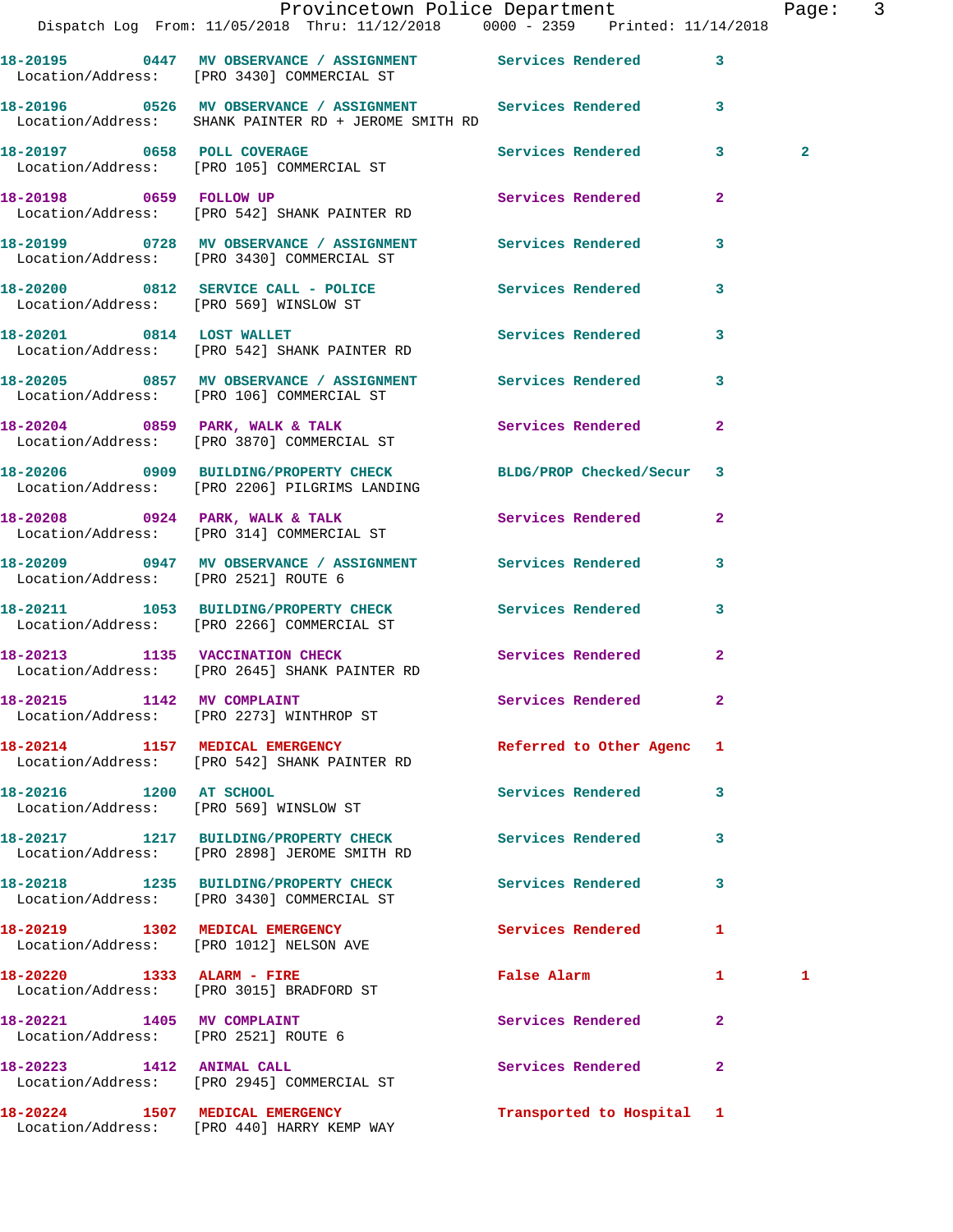Dispatch Log From: 11/05/2018 Thru: 11/12/2018 0000 - 2359 Printed: 11/14/2018

| Call Number | Time | Call Reason | Action | Priority | |
|---|---|---|---|---|---|
| 18-20195 | 0447 | MV OBSERVANCE / ASSIGNMENT | Services Rendered | 3 | |
| Location/Address: | | [PRO 3430] COMMERCIAL ST | | | |
| 18-20196 | 0526 | MV OBSERVANCE / ASSIGNMENT | Services Rendered | 3 | |
| Location/Address: | | SHANK PAINTER RD + JEROME SMITH RD | | | |
| 18-20197 | 0658 | POLL COVERAGE | Services Rendered | 3 | 2 |
| Location/Address: | | [PRO 105] COMMERCIAL ST | | | |
| 18-20198 | 0659 | FOLLOW UP | Services Rendered | 2 | |
| Location/Address: | | [PRO 542] SHANK PAINTER RD | | | |
| 18-20199 | 0728 | MV OBSERVANCE / ASSIGNMENT | Services Rendered | 3 | |
| Location/Address: | | [PRO 3430] COMMERCIAL ST | | | |
| 18-20200 | 0812 | SERVICE CALL - POLICE | Services Rendered | 3 | |
| Location/Address: | | [PRO 569] WINSLOW ST | | | |
| 18-20201 | 0814 | LOST WALLET | Services Rendered | 3 | |
| Location/Address: | | [PRO 542] SHANK PAINTER RD | | | |
| 18-20205 | 0857 | MV OBSERVANCE / ASSIGNMENT | Services Rendered | 3 | |
| Location/Address: | | [PRO 106] COMMERCIAL ST | | | |
| 18-20204 | 0859 | PARK, WALK & TALK | Services Rendered | 2 | |
| Location/Address: | | [PRO 3870] COMMERCIAL ST | | | |
| 18-20206 | 0909 | BUILDING/PROPERTY CHECK | BLDG/PROP Checked/Secur | 3 | |
| Location/Address: | | [PRO 2206] PILGRIMS LANDING | | | |
| 18-20208 | 0924 | PARK, WALK & TALK | Services Rendered | 2 | |
| Location/Address: | | [PRO 314] COMMERCIAL ST | | | |
| 18-20209 | 0947 | MV OBSERVANCE / ASSIGNMENT | Services Rendered | 3 | |
| Location/Address: | | [PRO 2521] ROUTE 6 | | | |
| 18-20211 | 1053 | BUILDING/PROPERTY CHECK | Services Rendered | 3 | |
| Location/Address: | | [PRO 2266] COMMERCIAL ST | | | |
| 18-20213 | 1135 | VACCINATION CHECK | Services Rendered | 2 | |
| Location/Address: | | [PRO 2645] SHANK PAINTER RD | | | |
| 18-20215 | 1142 | MV COMPLAINT | Services Rendered | 2 | |
| Location/Address: | | [PRO 2273] WINTHROP ST | | | |
| 18-20214 | 1157 | MEDICAL EMERGENCY | Referred to Other Agenc | 1 | |
| Location/Address: | | [PRO 542] SHANK PAINTER RD | | | |
| 18-20216 | 1200 | AT SCHOOL | Services Rendered | 3 | |
| Location/Address: | | [PRO 569] WINSLOW ST | | | |
| 18-20217 | 1217 | BUILDING/PROPERTY CHECK | Services Rendered | 3 | |
| Location/Address: | | [PRO 2898] JEROME SMITH RD | | | |
| 18-20218 | 1235 | BUILDING/PROPERTY CHECK | Services Rendered | 3 | |
| Location/Address: | | [PRO 3430] COMMERCIAL ST | | | |
| 18-20219 | 1302 | MEDICAL EMERGENCY | Services Rendered | 1 | |
| Location/Address: | | [PRO 1012] NELSON AVE | | | |
| 18-20220 | 1333 | ALARM - FIRE | False Alarm | 1 | 1 |
| Location/Address: | | [PRO 3015] BRADFORD ST | | | |
| 18-20221 | 1405 | MV COMPLAINT | Services Rendered | 2 | |
| Location/Address: | | [PRO 2521] ROUTE 6 | | | |
| 18-20223 | 1412 | ANIMAL CALL | Services Rendered | 2 | |
| Location/Address: | | [PRO 2945] COMMERCIAL ST | | | |
| 18-20224 | 1507 | MEDICAL EMERGENCY | Transported to Hospital | 1 | |
| Location/Address: | | [PRO 440] HARRY KEMP WAY | | | |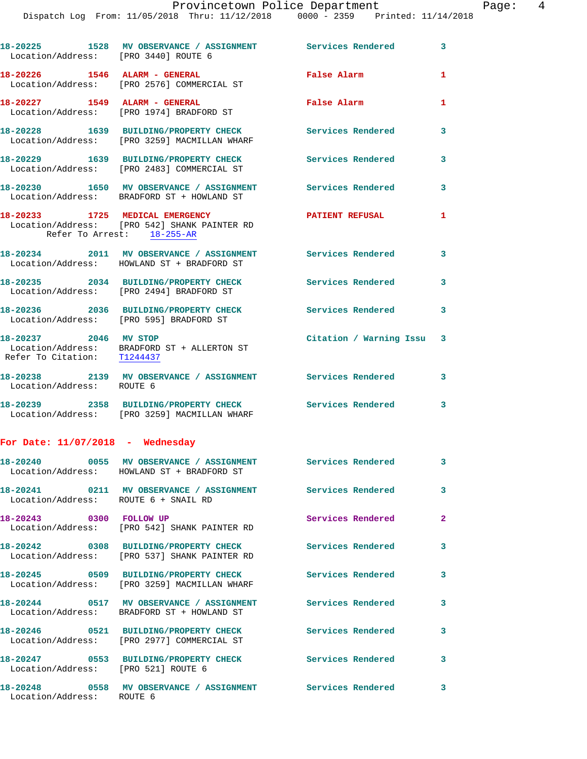| Call # | Time | Type | Disposition | Priority |
|---|---|---|---|---|
| 18-20225 | 1528 | MV OBSERVANCE / ASSIGNMENT | Services Rendered | 3 |
| Location/Address: [PRO 3440] ROUTE 6 | | | | |
| 18-20226 | 1546 | ALARM - GENERAL | False Alarm | 1 |
| Location/Address: [PRO 2576] COMMERCIAL ST | | | | |
| 18-20227 | 1549 | ALARM - GENERAL | False Alarm | 1 |
| Location/Address: [PRO 1974] BRADFORD ST | | | | |
| 18-20228 | 1639 | BUILDING/PROPERTY CHECK | Services Rendered | 3 |
| Location/Address: [PRO 3259] MACMILLAN WHARF | | | | |
| 18-20229 | 1639 | BUILDING/PROPERTY CHECK | Services Rendered | 3 |
| Location/Address: [PRO 2483] COMMERCIAL ST | | | | |
| 18-20230 | 1650 | MV OBSERVANCE / ASSIGNMENT | Services Rendered | 3 |
| Location/Address: BRADFORD ST + HOWLAND ST | | | | |
| 18-20233 | 1725 | MEDICAL EMERGENCY | PATIENT REFUSAL | 1 |
| Location/Address: [PRO 542] SHANK PAINTER RD; Refer To Arrest: 18-255-AR | | | | |
| 18-20234 | 2011 | MV OBSERVANCE / ASSIGNMENT | Services Rendered | 3 |
| Location/Address: HOWLAND ST + BRADFORD ST | | | | |
| 18-20235 | 2034 | BUILDING/PROPERTY CHECK | Services Rendered | 3 |
| Location/Address: [PRO 2494] BRADFORD ST | | | | |
| 18-20236 | 2036 | BUILDING/PROPERTY CHECK | Services Rendered | 3 |
| Location/Address: [PRO 595] BRADFORD ST | | | | |
| 18-20237 | 2046 | MV STOP | Citation / Warning Issu | 3 |
| Location/Address: BRADFORD ST + ALLERTON ST; Refer To Citation: T1244437 | | | | |
| 18-20238 | 2139 | MV OBSERVANCE / ASSIGNMENT | Services Rendered | 3 |
| Location/Address: ROUTE 6 | | | | |
| 18-20239 | 2358 | BUILDING/PROPERTY CHECK | Services Rendered | 3 |
| Location/Address: [PRO 3259] MACMILLAN WHARF | | | | |

## For Date: 11/07/2018 - Wednesday

| Call # | Time | Type | Disposition | Priority |
|---|---|---|---|---|
| 18-20240 | 0055 | MV OBSERVANCE / ASSIGNMENT | Services Rendered | 3 |
| Location/Address: HOWLAND ST + BRADFORD ST | | | | |
| 18-20241 | 0211 | MV OBSERVANCE / ASSIGNMENT | Services Rendered | 3 |
| Location/Address: ROUTE 6 + SNAIL RD | | | | |
| 18-20243 | 0300 | FOLLOW UP | Services Rendered | 2 |
| Location/Address: [PRO 542] SHANK PAINTER RD | | | | |
| 18-20242 | 0308 | BUILDING/PROPERTY CHECK | Services Rendered | 3 |
| Location/Address: [PRO 537] SHANK PAINTER RD | | | | |
| 18-20245 | 0509 | BUILDING/PROPERTY CHECK | Services Rendered | 3 |
| Location/Address: [PRO 3259] MACMILLAN WHARF | | | | |
| 18-20244 | 0517 | MV OBSERVANCE / ASSIGNMENT | Services Rendered | 3 |
| Location/Address: BRADFORD ST + HOWLAND ST | | | | |
| 18-20246 | 0521 | BUILDING/PROPERTY CHECK | Services Rendered | 3 |
| Location/Address: [PRO 2977] COMMERCIAL ST | | | | |
| 18-20247 | 0553 | BUILDING/PROPERTY CHECK | Services Rendered | 3 |
| Location/Address: [PRO 521] ROUTE 6 | | | | |
| 18-20248 | 0558 | MV OBSERVANCE / ASSIGNMENT | Services Rendered | 3 |
| Location/Address: ROUTE 6 | | | | |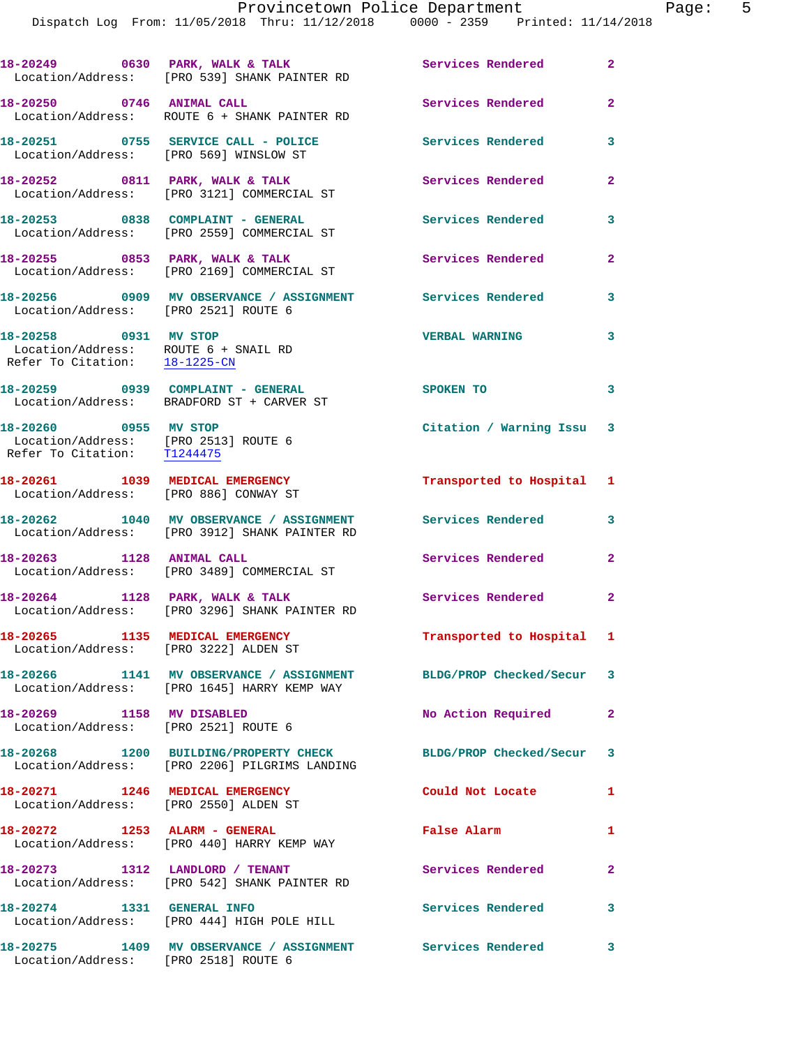18-20249 0630 PARK, WALK & TALK Services Rendered 2
Location/Address: [PRO 539] SHANK PAINTER RD

18-20250 0746 ANIMAL CALL Services Rendered 2
Location/Address: ROUTE 6 + SHANK PAINTER RD

18-20251 0755 SERVICE CALL - POLICE Services Rendered 3
Location/Address: [PRO 569] WINSLOW ST

18-20252 0811 PARK, WALK & TALK Services Rendered 2
Location/Address: [PRO 3121] COMMERCIAL ST

18-20253 0838 COMPLAINT - GENERAL Services Rendered 3
Location/Address: [PRO 2559] COMMERCIAL ST

18-20255 0853 PARK, WALK & TALK Services Rendered 2
Location/Address: [PRO 2169] COMMERCIAL ST

18-20256 0909 MV OBSERVANCE / ASSIGNMENT Services Rendered 3
Location/Address: [PRO 2521] ROUTE 6

18-20258 0931 MV STOP VERBAL WARNING 3
Location/Address: ROUTE 6 + SNAIL RD
Refer To Citation: 18-1225-CN

18-20259 0939 COMPLAINT - GENERAL SPOKEN TO 3
Location/Address: BRADFORD ST + CARVER ST

18-20260 0955 MV STOP Citation / Warning Issu 3
Location/Address: [PRO 2513] ROUTE 6
Refer To Citation: T1244475

18-20261 1039 MEDICAL EMERGENCY Transported to Hospital 1
Location/Address: [PRO 886] CONWAY ST

18-20262 1040 MV OBSERVANCE / ASSIGNMENT Services Rendered 3
Location/Address: [PRO 3912] SHANK PAINTER RD

18-20263 1128 ANIMAL CALL Services Rendered 2
Location/Address: [PRO 3489] COMMERCIAL ST

18-20264 1128 PARK, WALK & TALK Services Rendered 2
Location/Address: [PRO 3296] SHANK PAINTER RD

18-20265 1135 MEDICAL EMERGENCY Transported to Hospital 1
Location/Address: [PRO 3222] ALDEN ST

18-20266 1141 MV OBSERVANCE / ASSIGNMENT BLDG/PROP Checked/Secur 3
Location/Address: [PRO 1645] HARRY KEMP WAY

18-20269 1158 MV DISABLED No Action Required 2
Location/Address: [PRO 2521] ROUTE 6

18-20268 1200 BUILDING/PROPERTY CHECK BLDG/PROP Checked/Secur 3
Location/Address: [PRO 2206] PILGRIMS LANDING

18-20271 1246 MEDICAL EMERGENCY Could Not Locate 1
Location/Address: [PRO 2550] ALDEN ST

18-20272 1253 ALARM - GENERAL False Alarm 1
Location/Address: [PRO 440] HARRY KEMP WAY

18-20273 1312 LANDLORD / TENANT Services Rendered 2
Location/Address: [PRO 542] SHANK PAINTER RD

18-20274 1331 GENERAL INFO Services Rendered 3
Location/Address: [PRO 444] HIGH POLE HILL

18-20275 1409 MV OBSERVANCE / ASSIGNMENT Services Rendered 3
Location/Address: [PRO 2518] ROUTE 6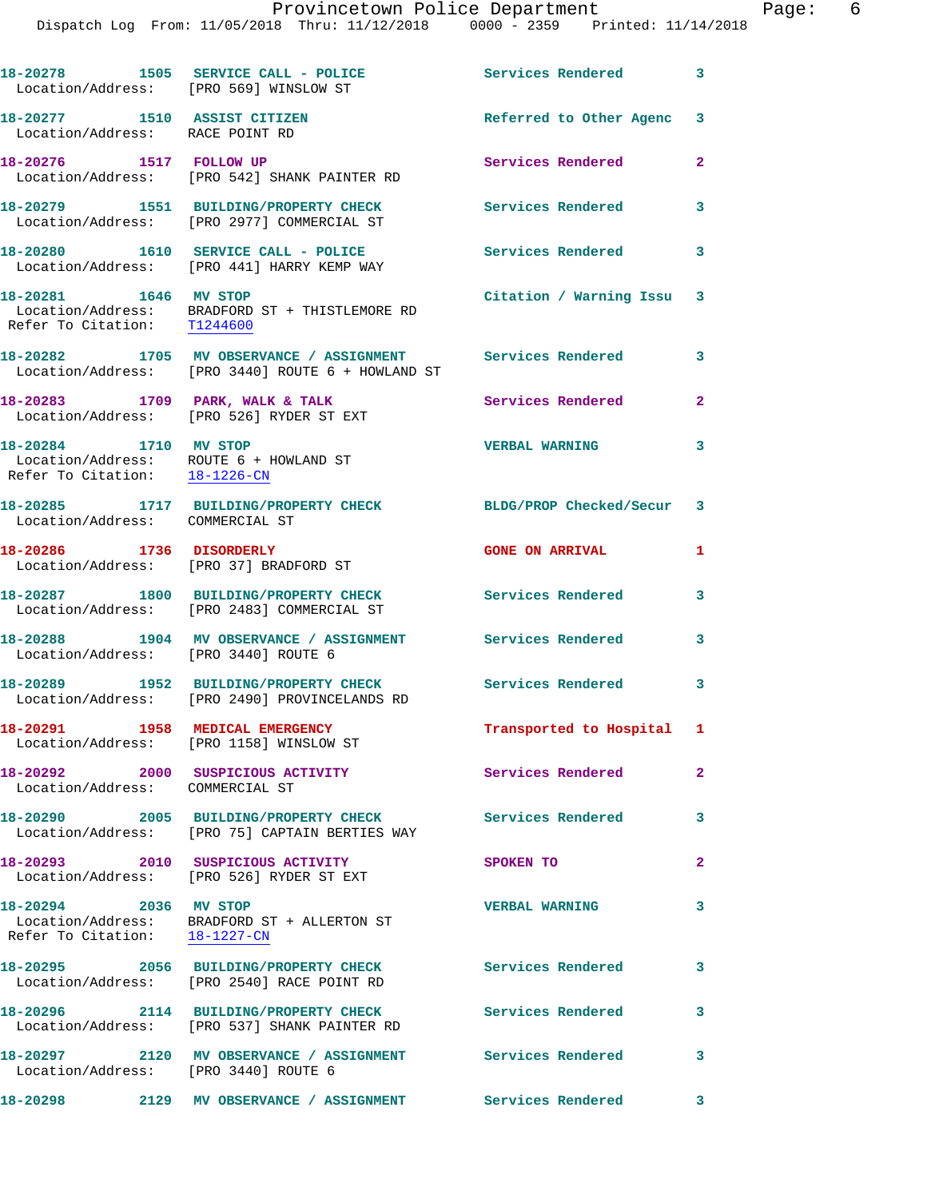```
18-20278        1505   SERVICE CALL - POLICE          Services Rendered        3
 Location/Address:    [PRO 569] WINSLOW ST

18-20277        1510   ASSIST CITIZEN                 Referred to Other Agenc  3
 Location/Address:    RACE POINT RD

18-20276        1517   FOLLOW UP                      Services Rendered        2
 Location/Address:    [PRO 542] SHANK PAINTER RD

18-20279        1551   BUILDING/PROPERTY CHECK        Services Rendered        3
 Location/Address:    [PRO 2977] COMMERCIAL ST

18-20280        1610   SERVICE CALL - POLICE          Services Rendered        3
 Location/Address:    [PRO 441] HARRY KEMP WAY

18-20281        1646   MV STOP                        Citation / Warning Issu  3
 Location/Address:    BRADFORD ST + THISTLEMORE RD
 Refer To Citation:   T1244600

18-20282        1705   MV OBSERVANCE / ASSIGNMENT     Services Rendered        3
 Location/Address:    [PRO 3440] ROUTE 6 + HOWLAND ST

18-20283        1709   PARK, WALK & TALK              Services Rendered        2
 Location/Address:    [PRO 526] RYDER ST EXT

18-20284        1710   MV STOP                        VERBAL WARNING           3
 Location/Address:    ROUTE 6 + HOWLAND ST
 Refer To Citation:   18-1226-CN

18-20285        1717   BUILDING/PROPERTY CHECK        BLDG/PROP Checked/Secur  3
 Location/Address:    COMMERCIAL ST

18-20286        1736   DISORDERLY                     GONE ON ARRIVAL          1
 Location/Address:    [PRO 37] BRADFORD ST

18-20287        1800   BUILDING/PROPERTY CHECK        Services Rendered        3
 Location/Address:    [PRO 2483] COMMERCIAL ST

18-20288        1904   MV OBSERVANCE / ASSIGNMENT     Services Rendered        3
 Location/Address:    [PRO 3440] ROUTE 6

18-20289        1952   BUILDING/PROPERTY CHECK        Services Rendered        3
 Location/Address:    [PRO 2490] PROVINCELANDS RD

18-20291        1958   MEDICAL EMERGENCY              Transported to Hospital  1
 Location/Address:    [PRO 1158] WINSLOW ST

18-20292        2000   SUSPICIOUS ACTIVITY            Services Rendered        2
 Location/Address:    COMMERCIAL ST

18-20290        2005   BUILDING/PROPERTY CHECK        Services Rendered        3
 Location/Address:    [PRO 75] CAPTAIN BERTIES WAY

18-20293        2010   SUSPICIOUS ACTIVITY            SPOKEN TO                2
 Location/Address:    [PRO 526] RYDER ST EXT

18-20294        2036   MV STOP                        VERBAL WARNING           3
 Location/Address:    BRADFORD ST + ALLERTON ST
 Refer To Citation:   18-1227-CN

18-20295        2056   BUILDING/PROPERTY CHECK        Services Rendered        3
 Location/Address:    [PRO 2540] RACE POINT RD

18-20296        2114   BUILDING/PROPERTY CHECK        Services Rendered        3
 Location/Address:    [PRO 537] SHANK PAINTER RD

18-20297        2120   MV OBSERVANCE / ASSIGNMENT     Services Rendered        3
 Location/Address:    [PRO 3440] ROUTE 6

18-20298        2129   MV OBSERVANCE / ASSIGNMENT     Services Rendered        3
```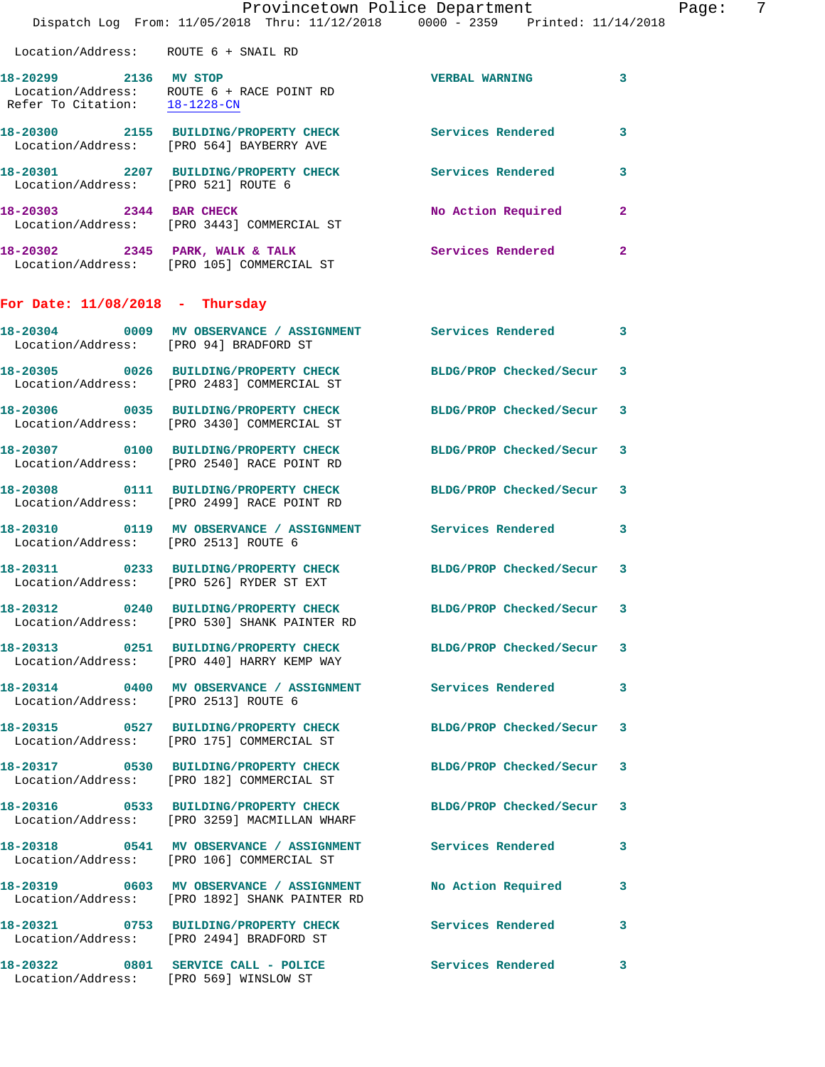Location/Address: ROUTE 6 + SNAIL RD

**18-20299** 2136 **MV STOP** VERBAL WARNING 3
Location/Address: ROUTE 6 + RACE POINT RD
Refer To Citation: 18-1228-CN

**18-20300** 2155 **BUILDING/PROPERTY CHECK** Services Rendered 3
Location/Address: [PRO 564] BAYBERRY AVE

**18-20301** 2207 **BUILDING/PROPERTY CHECK** Services Rendered 3
Location/Address: [PRO 521] ROUTE 6

**18-20303** 2344 **BAR CHECK** No Action Required 2
Location/Address: [PRO 3443] COMMERCIAL ST

**18-20302** 2345 **PARK, WALK & TALK** Services Rendered 2
Location/Address: [PRO 105] COMMERCIAL ST

## For Date: 11/08/2018 - Thursday

**18-20304** 0009 **MV OBSERVANCE / ASSIGNMENT** Services Rendered 3
Location/Address: [PRO 94] BRADFORD ST

**18-20305** 0026 **BUILDING/PROPERTY CHECK** BLDG/PROP Checked/Secur 3
Location/Address: [PRO 2483] COMMERCIAL ST

**18-20306** 0035 **BUILDING/PROPERTY CHECK** BLDG/PROP Checked/Secur 3
Location/Address: [PRO 3430] COMMERCIAL ST

**18-20307** 0100 **BUILDING/PROPERTY CHECK** BLDG/PROP Checked/Secur 3
Location/Address: [PRO 2540] RACE POINT RD

**18-20308** 0111 **BUILDING/PROPERTY CHECK** BLDG/PROP Checked/Secur 3
Location/Address: [PRO 2499] RACE POINT RD

**18-20310** 0119 **MV OBSERVANCE / ASSIGNMENT** Services Rendered 3
Location/Address: [PRO 2513] ROUTE 6

**18-20311** 0233 **BUILDING/PROPERTY CHECK** BLDG/PROP Checked/Secur 3
Location/Address: [PRO 526] RYDER ST EXT

**18-20312** 0240 **BUILDING/PROPERTY CHECK** BLDG/PROP Checked/Secur 3
Location/Address: [PRO 530] SHANK PAINTER RD

**18-20313** 0251 **BUILDING/PROPERTY CHECK** BLDG/PROP Checked/Secur 3
Location/Address: [PRO 440] HARRY KEMP WAY

**18-20314** 0400 **MV OBSERVANCE / ASSIGNMENT** Services Rendered 3
Location/Address: [PRO 2513] ROUTE 6

**18-20315** 0527 **BUILDING/PROPERTY CHECK** BLDG/PROP Checked/Secur 3
Location/Address: [PRO 175] COMMERCIAL ST

**18-20317** 0530 **BUILDING/PROPERTY CHECK** BLDG/PROP Checked/Secur 3
Location/Address: [PRO 182] COMMERCIAL ST

**18-20316** 0533 **BUILDING/PROPERTY CHECK** BLDG/PROP Checked/Secur 3
Location/Address: [PRO 3259] MACMILLAN WHARF

**18-20318** 0541 **MV OBSERVANCE / ASSIGNMENT** Services Rendered 3
Location/Address: [PRO 106] COMMERCIAL ST

**18-20319** 0603 **MV OBSERVANCE / ASSIGNMENT** No Action Required 3
Location/Address: [PRO 1892] SHANK PAINTER RD

**18-20321** 0753 **BUILDING/PROPERTY CHECK** Services Rendered 3
Location/Address: [PRO 2494] BRADFORD ST

**18-20322** 0801 **SERVICE CALL - POLICE** Services Rendered 3
Location/Address: [PRO 569] WINSLOW ST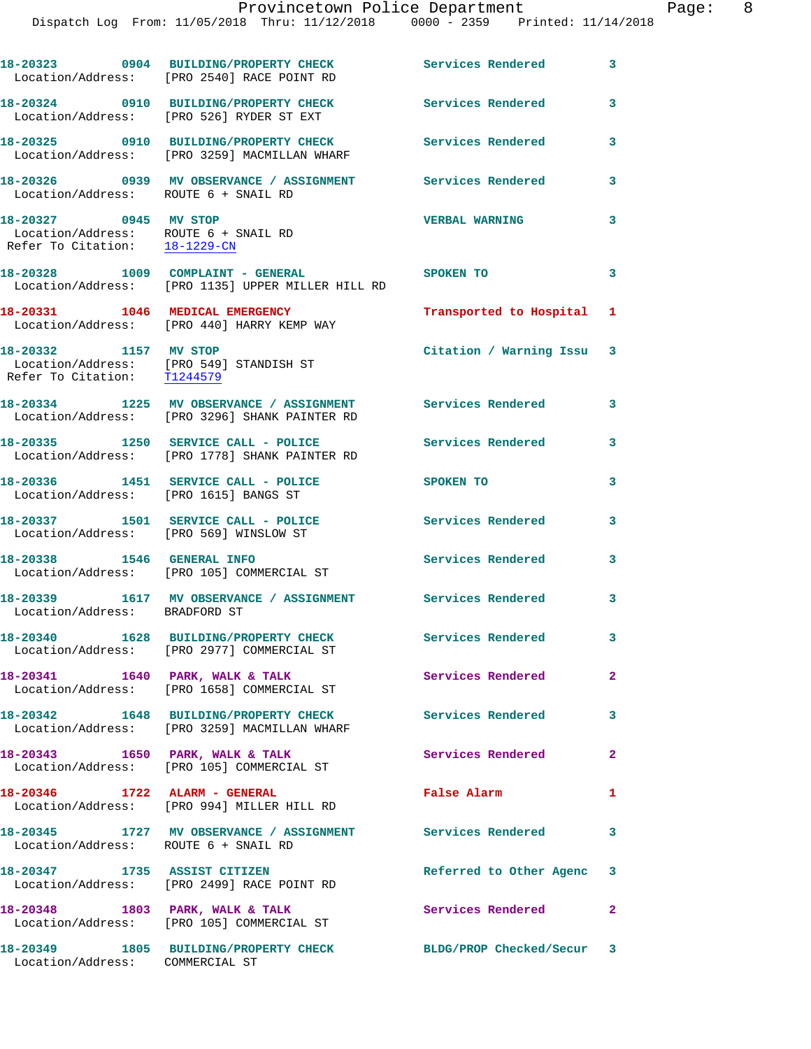18-20323 0904 BUILDING/PROPERTY CHECK Services Rendered 3
Location/Address: [PRO 2540] RACE POINT RD

18-20324 0910 BUILDING/PROPERTY CHECK Services Rendered 3
Location/Address: [PRO 526] RYDER ST EXT

18-20325 0910 BUILDING/PROPERTY CHECK Services Rendered 3
Location/Address: [PRO 3259] MACMILLAN WHARF

18-20326 0939 MV OBSERVANCE / ASSIGNMENT Services Rendered 3
Location/Address: ROUTE 6 + SNAIL RD

18-20327 0945 MV STOP VERBAL WARNING 3
Location/Address: ROUTE 6 + SNAIL RD
Refer To Citation: 18-1229-CN

18-20328 1009 COMPLAINT - GENERAL SPOKEN TO 3
Location/Address: [PRO 1135] UPPER MILLER HILL RD

18-20331 1046 MEDICAL EMERGENCY Transported to Hospital 1
Location/Address: [PRO 440] HARRY KEMP WAY

18-20332 1157 MV STOP Citation / Warning Issu 3
Location/Address: [PRO 549] STANDISH ST
Refer To Citation: T1244579

18-20334 1225 MV OBSERVANCE / ASSIGNMENT Services Rendered 3
Location/Address: [PRO 3296] SHANK PAINTER RD

18-20335 1250 SERVICE CALL - POLICE Services Rendered 3
Location/Address: [PRO 1778] SHANK PAINTER RD

18-20336 1451 SERVICE CALL - POLICE SPOKEN TO 3
Location/Address: [PRO 1615] BANGS ST

18-20337 1501 SERVICE CALL - POLICE Services Rendered 3
Location/Address: [PRO 569] WINSLOW ST

18-20338 1546 GENERAL INFO Services Rendered 3
Location/Address: [PRO 105] COMMERCIAL ST

18-20339 1617 MV OBSERVANCE / ASSIGNMENT Services Rendered 3
Location/Address: BRADFORD ST

18-20340 1628 BUILDING/PROPERTY CHECK Services Rendered 3
Location/Address: [PRO 2977] COMMERCIAL ST

18-20341 1640 PARK, WALK & TALK Services Rendered 2
Location/Address: [PRO 1658] COMMERCIAL ST

18-20342 1648 BUILDING/PROPERTY CHECK Services Rendered 3
Location/Address: [PRO 3259] MACMILLAN WHARF

18-20343 1650 PARK, WALK & TALK Services Rendered 2
Location/Address: [PRO 105] COMMERCIAL ST

18-20346 1722 ALARM - GENERAL False Alarm 1
Location/Address: [PRO 994] MILLER HILL RD

18-20345 1727 MV OBSERVANCE / ASSIGNMENT Services Rendered 3
Location/Address: ROUTE 6 + SNAIL RD

18-20347 1735 ASSIST CITIZEN Referred to Other Agenc 3
Location/Address: [PRO 2499] RACE POINT RD

18-20348 1803 PARK, WALK & TALK Services Rendered 2
Location/Address: [PRO 105] COMMERCIAL ST

18-20349 1805 BUILDING/PROPERTY CHECK BLDG/PROP Checked/Secur 3
Location/Address: COMMERCIAL ST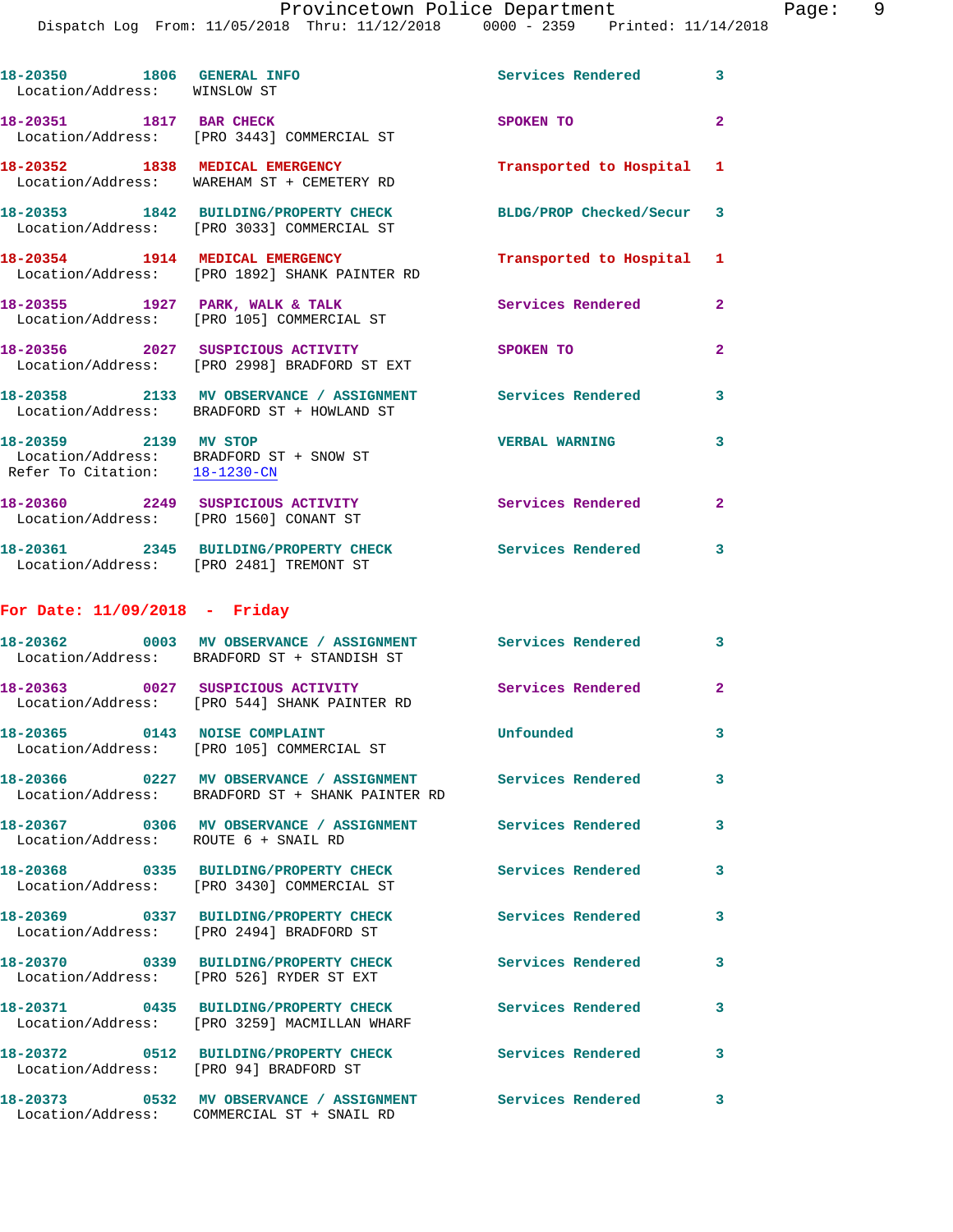18-20350 1806 GENERAL INFO Services Rendered 3
Location/Address: WINSLOW ST

18-20351 1817 BAR CHECK SPOKEN TO 2
Location/Address: [PRO 3443] COMMERCIAL ST

18-20352 1838 MEDICAL EMERGENCY Transported to Hospital 1
Location/Address: WAREHAM ST + CEMETERY RD

18-20353 1842 BUILDING/PROPERTY CHECK BLDG/PROP Checked/Secur 3
Location/Address: [PRO 3033] COMMERCIAL ST

18-20354 1914 MEDICAL EMERGENCY Transported to Hospital 1
Location/Address: [PRO 1892] SHANK PAINTER RD

18-20355 1927 PARK, WALK & TALK Services Rendered 2
Location/Address: [PRO 105] COMMERCIAL ST

18-20356 2027 SUSPICIOUS ACTIVITY SPOKEN TO 2
Location/Address: [PRO 2998] BRADFORD ST EXT

18-20358 2133 MV OBSERVANCE / ASSIGNMENT Services Rendered 3
Location/Address: BRADFORD ST + HOWLAND ST

18-20359 2139 MV STOP VERBAL WARNING 3
Location/Address: BRADFORD ST + SNOW ST
Refer To Citation: 18-1230-CN

18-20360 2249 SUSPICIOUS ACTIVITY Services Rendered 2
Location/Address: [PRO 1560] CONANT ST

18-20361 2345 BUILDING/PROPERTY CHECK Services Rendered 3
Location/Address: [PRO 2481] TREMONT ST

## For Date: 11/09/2018 - Friday

18-20362 0003 MV OBSERVANCE / ASSIGNMENT Services Rendered 3
Location/Address: BRADFORD ST + STANDISH ST

18-20363 0027 SUSPICIOUS ACTIVITY Services Rendered 2
Location/Address: [PRO 544] SHANK PAINTER RD

18-20365 0143 NOISE COMPLAINT Unfounded 3
Location/Address: [PRO 105] COMMERCIAL ST

18-20366 0227 MV OBSERVANCE / ASSIGNMENT Services Rendered 3
Location/Address: BRADFORD ST + SHANK PAINTER RD

18-20367 0306 MV OBSERVANCE / ASSIGNMENT Services Rendered 3
Location/Address: ROUTE 6 + SNAIL RD

18-20368 0335 BUILDING/PROPERTY CHECK Services Rendered 3
Location/Address: [PRO 3430] COMMERCIAL ST

18-20369 0337 BUILDING/PROPERTY CHECK Services Rendered 3
Location/Address: [PRO 2494] BRADFORD ST

18-20370 0339 BUILDING/PROPERTY CHECK Services Rendered 3
Location/Address: [PRO 526] RYDER ST EXT

18-20371 0435 BUILDING/PROPERTY CHECK Services Rendered 3
Location/Address: [PRO 3259] MACMILLAN WHARF

18-20372 0512 BUILDING/PROPERTY CHECK Services Rendered 3
Location/Address: [PRO 94] BRADFORD ST

18-20373 0532 MV OBSERVANCE / ASSIGNMENT Services Rendered 3
Location/Address: COMMERCIAL ST + SNAIL RD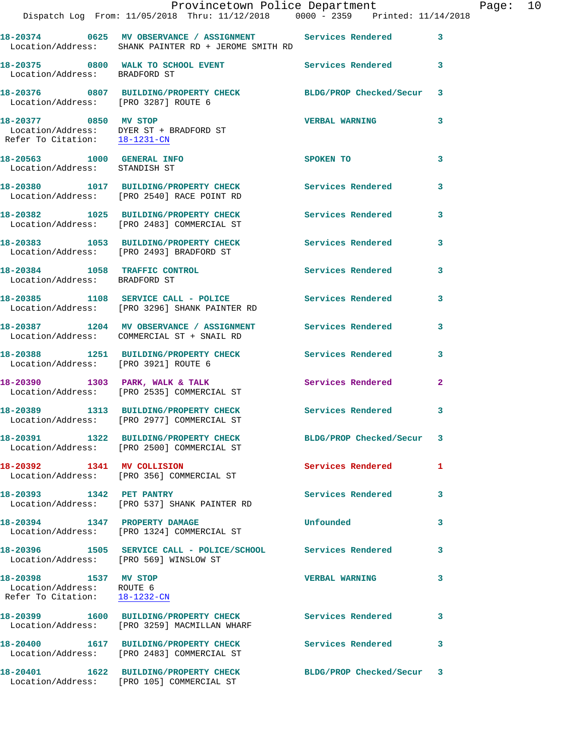18-20374 0625 **MV OBSERVANCE / ASSIGNMENT** Services Rendered 3
Location/Address: SHANK PAINTER RD + JEROME SMITH RD

18-20375 0800 **WALK TO SCHOOL EVENT** Services Rendered 3
Location/Address: BRADFORD ST

18-20376 0807 **BUILDING/PROPERTY CHECK** BLDG/PROP Checked/Secur 3
Location/Address: [PRO 3287] ROUTE 6

18-20377 0850 **MV STOP** VERBAL WARNING 3
Location/Address: DYER ST + BRADFORD ST
Refer To Citation: 18-1231-CN

18-20563 1000 **GENERAL INFO** SPOKEN TO 3
Location/Address: STANDISH ST

18-20380 1017 **BUILDING/PROPERTY CHECK** Services Rendered 3
Location/Address: [PRO 2540] RACE POINT RD

18-20382 1025 **BUILDING/PROPERTY CHECK** Services Rendered 3
Location/Address: [PRO 2483] COMMERCIAL ST

18-20383 1053 **BUILDING/PROPERTY CHECK** Services Rendered 3
Location/Address: [PRO 2493] BRADFORD ST

18-20384 1058 **TRAFFIC CONTROL** Services Rendered 3
Location/Address: BRADFORD ST

18-20385 1108 **SERVICE CALL - POLICE** Services Rendered 3
Location/Address: [PRO 3296] SHANK PAINTER RD

18-20387 1204 **MV OBSERVANCE / ASSIGNMENT** Services Rendered 3
Location/Address: COMMERCIAL ST + SNAIL RD

18-20388 1251 **BUILDING/PROPERTY CHECK** Services Rendered 3
Location/Address: [PRO 3921] ROUTE 6

18-20390 1303 **PARK, WALK & TALK** Services Rendered 2
Location/Address: [PRO 2535] COMMERCIAL ST

18-20389 1313 **BUILDING/PROPERTY CHECK** Services Rendered 3
Location/Address: [PRO 2977] COMMERCIAL ST

18-20391 1322 **BUILDING/PROPERTY CHECK** BLDG/PROP Checked/Secur 3
Location/Address: [PRO 2500] COMMERCIAL ST

18-20392 1341 **MV COLLISION** Services Rendered 1
Location/Address: [PRO 356] COMMERCIAL ST

18-20393 1342 **PET PANTRY** Services Rendered 3
Location/Address: [PRO 537] SHANK PAINTER RD

18-20394 1347 **PROPERTY DAMAGE** Unfounded 3
Location/Address: [PRO 1324] COMMERCIAL ST

18-20396 1505 **SERVICE CALL - POLICE/SCHOOL** Services Rendered 3
Location/Address: [PRO 569] WINSLOW ST

18-20398 1537 **MV STOP** VERBAL WARNING 3
Location/Address: ROUTE 6
Refer To Citation: 18-1232-CN

18-20399 1600 **BUILDING/PROPERTY CHECK** Services Rendered 3
Location/Address: [PRO 3259] MACMILLAN WHARF

18-20400 1617 **BUILDING/PROPERTY CHECK** Services Rendered 3
Location/Address: [PRO 2483] COMMERCIAL ST

18-20401 1622 **BUILDING/PROPERTY CHECK** BLDG/PROP Checked/Secur 3
Location/Address: [PRO 105] COMMERCIAL ST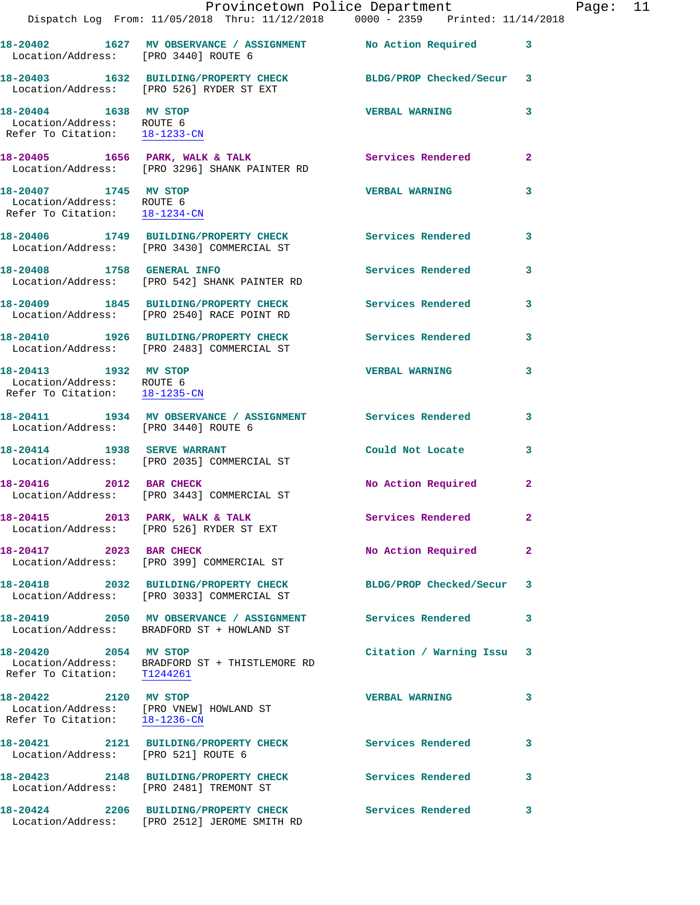Dispatch Log From: 11/05/2018 Thru: 11/12/2018 0000 - 2359 Printed: 11/14/2018

**18-20402 1627 MV OBSERVANCE / ASSIGNMENT** No Action Required 3
Location/Address: [PRO 3440] ROUTE 6

**18-20403 1632 BUILDING/PROPERTY CHECK** BLDG/PROP Checked/Secur 3
Location/Address: [PRO 526] RYDER ST EXT

**18-20404 1638 MV STOP** VERBAL WARNING 3
Location/Address: ROUTE 6
Refer To Citation: 18-1233-CN

**18-20405 1656 PARK, WALK & TALK** Services Rendered 2
Location/Address: [PRO 3296] SHANK PAINTER RD

**18-20407 1745 MV STOP** VERBAL WARNING 3
Location/Address: ROUTE 6
Refer To Citation: 18-1234-CN

**18-20406 1749 BUILDING/PROPERTY CHECK** Services Rendered 3
Location/Address: [PRO 3430] COMMERCIAL ST

**18-20408 1758 GENERAL INFO** Services Rendered 3
Location/Address: [PRO 542] SHANK PAINTER RD

**18-20409 1845 BUILDING/PROPERTY CHECK** Services Rendered 3
Location/Address: [PRO 2540] RACE POINT RD

**18-20410 1926 BUILDING/PROPERTY CHECK** Services Rendered 3
Location/Address: [PRO 2483] COMMERCIAL ST

**18-20413 1932 MV STOP** VERBAL WARNING 3
Location/Address: ROUTE 6
Refer To Citation: 18-1235-CN

**18-20411 1934 MV OBSERVANCE / ASSIGNMENT** Services Rendered 3
Location/Address: [PRO 3440] ROUTE 6

**18-20414 1938 SERVE WARRANT** Could Not Locate 3
Location/Address: [PRO 2035] COMMERCIAL ST

**18-20416 2012 BAR CHECK** No Action Required 2
Location/Address: [PRO 3443] COMMERCIAL ST

**18-20415 2013 PARK, WALK & TALK** Services Rendered 2
Location/Address: [PRO 526] RYDER ST EXT

**18-20417 2023 BAR CHECK** No Action Required 2
Location/Address: [PRO 399] COMMERCIAL ST

**18-20418 2032 BUILDING/PROPERTY CHECK** BLDG/PROP Checked/Secur 3
Location/Address: [PRO 3033] COMMERCIAL ST

**18-20419 2050 MV OBSERVANCE / ASSIGNMENT** Services Rendered 3
Location/Address: BRADFORD ST + HOWLAND ST

**18-20420 2054 MV STOP** Citation / Warning Issu 3
Location/Address: BRADFORD ST + THISTLEMORE RD
Refer To Citation: T1244261

**18-20422 2120 MV STOP** VERBAL WARNING 3
Location/Address: [PRO VNEW] HOWLAND ST
Refer To Citation: 18-1236-CN

**18-20421 2121 BUILDING/PROPERTY CHECK** Services Rendered 3
Location/Address: [PRO 521] ROUTE 6

**18-20423 2148 BUILDING/PROPERTY CHECK** Services Rendered 3
Location/Address: [PRO 2481] TREMONT ST

**18-20424 2206 BUILDING/PROPERTY CHECK** Services Rendered 3
Location/Address: [PRO 2512] JEROME SMITH RD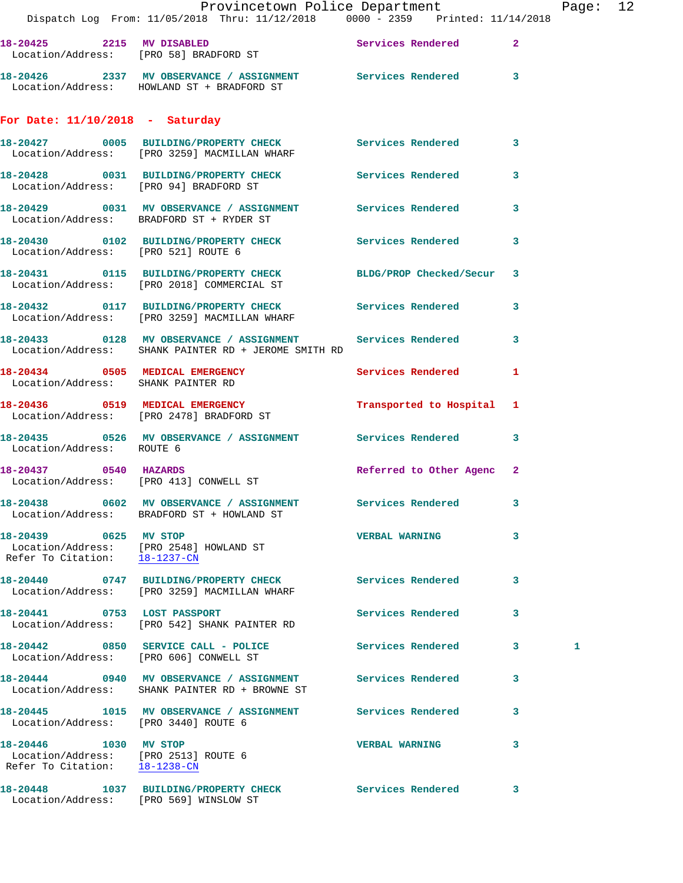18-20425 2215 MV DISABLED Services Rendered 2
Location/Address: [PRO 58] BRADFORD ST

18-20426 2337 MV OBSERVANCE / ASSIGNMENT Services Rendered 3
Location/Address: HOWLAND ST + BRADFORD ST

**For Date: 11/10/2018 - Saturday**

18-20427 0005 BUILDING/PROPERTY CHECK Services Rendered 3
Location/Address: [PRO 3259] MACMILLAN WHARF

18-20428 0031 BUILDING/PROPERTY CHECK Services Rendered 3
Location/Address: [PRO 94] BRADFORD ST

18-20429 0031 MV OBSERVANCE / ASSIGNMENT Services Rendered 3
Location/Address: BRADFORD ST + RYDER ST

18-20430 0102 BUILDING/PROPERTY CHECK Services Rendered 3
Location/Address: [PRO 521] ROUTE 6

18-20431 0115 BUILDING/PROPERTY CHECK BLDG/PROP Checked/Secur 3
Location/Address: [PRO 2018] COMMERCIAL ST

18-20432 0117 BUILDING/PROPERTY CHECK Services Rendered 3
Location/Address: [PRO 3259] MACMILLAN WHARF

18-20433 0128 MV OBSERVANCE / ASSIGNMENT Services Rendered 3
Location/Address: SHANK PAINTER RD + JEROME SMITH RD

18-20434 0505 MEDICAL EMERGENCY Services Rendered 1
Location/Address: SHANK PAINTER RD

18-20436 0519 MEDICAL EMERGENCY Transported to Hospital 1
Location/Address: [PRO 2478] BRADFORD ST

18-20435 0526 MV OBSERVANCE / ASSIGNMENT Services Rendered 3
Location/Address: ROUTE 6

18-20437 0540 HAZARDS Referred to Other Agenc 2
Location/Address: [PRO 413] CONWELL ST

18-20438 0602 MV OBSERVANCE / ASSIGNMENT Services Rendered 3
Location/Address: BRADFORD ST + HOWLAND ST

18-20439 0625 MV STOP VERBAL WARNING 3
Location/Address: [PRO 2548] HOWLAND ST
Refer To Citation: 18-1237-CN

18-20440 0747 BUILDING/PROPERTY CHECK Services Rendered 3
Location/Address: [PRO 3259] MACMILLAN WHARF

18-20441 0753 LOST PASSPORT Services Rendered 3
Location/Address: [PRO 542] SHANK PAINTER RD

18-20442 0850 SERVICE CALL - POLICE Services Rendered 3 1
Location/Address: [PRO 606] CONWELL ST

18-20444 0940 MV OBSERVANCE / ASSIGNMENT Services Rendered 3
Location/Address: SHANK PAINTER RD + BROWNE ST

18-20445 1015 MV OBSERVANCE / ASSIGNMENT Services Rendered 3
Location/Address: [PRO 3440] ROUTE 6

18-20446 1030 MV STOP VERBAL WARNING 3
Location/Address: [PRO 2513] ROUTE 6
Refer To Citation: 18-1238-CN

18-20448 1037 BUILDING/PROPERTY CHECK Services Rendered 3
Location/Address: [PRO 569] WINSLOW ST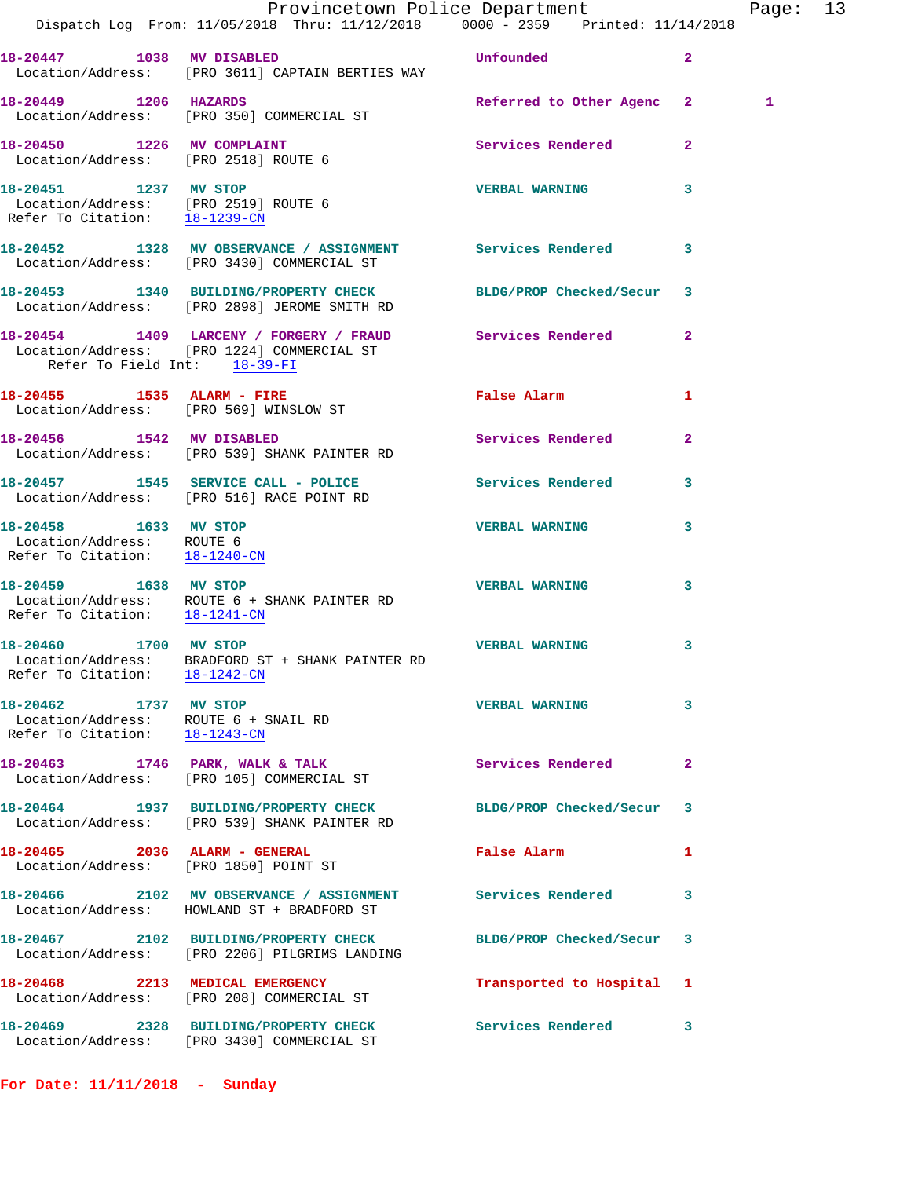18-20447 1038 MV DISABLED Unfounded 2
 Location/Address: [PRO 3611] CAPTAIN BERTIES WAY

18-20449 1206 HAZARDS Referred to Other Agenc 2 1
 Location/Address: [PRO 350] COMMERCIAL ST

18-20450 1226 MV COMPLAINT Services Rendered 2
 Location/Address: [PRO 2518] ROUTE 6

18-20451 1237 MV STOP VERBAL WARNING 3
 Location/Address: [PRO 2519] ROUTE 6
 Refer To Citation: 18-1239-CN

18-20452 1328 MV OBSERVANCE / ASSIGNMENT Services Rendered 3
 Location/Address: [PRO 3430] COMMERCIAL ST

18-20453 1340 BUILDING/PROPERTY CHECK BLDG/PROP Checked/Secur 3
 Location/Address: [PRO 2898] JEROME SMITH RD

18-20454 1409 LARCENY / FORGERY / FRAUD Services Rendered 2
 Location/Address: [PRO 1224] COMMERCIAL ST
 Refer To Field Int: 18-39-FI

18-20455 1535 ALARM - FIRE False Alarm 1
 Location/Address: [PRO 569] WINSLOW ST

18-20456 1542 MV DISABLED Services Rendered 2
 Location/Address: [PRO 539] SHANK PAINTER RD

18-20457 1545 SERVICE CALL - POLICE Services Rendered 3
 Location/Address: [PRO 516] RACE POINT RD

18-20458 1633 MV STOP VERBAL WARNING 3
 Location/Address: ROUTE 6
 Refer To Citation: 18-1240-CN

18-20459 1638 MV STOP VERBAL WARNING 3
 Location/Address: ROUTE 6 + SHANK PAINTER RD
 Refer To Citation: 18-1241-CN

18-20460 1700 MV STOP VERBAL WARNING 3
 Location/Address: BRADFORD ST + SHANK PAINTER RD
 Refer To Citation: 18-1242-CN

18-20462 1737 MV STOP VERBAL WARNING 3
 Location/Address: ROUTE 6 + SNAIL RD
 Refer To Citation: 18-1243-CN

18-20463 1746 PARK, WALK & TALK Services Rendered 2
 Location/Address: [PRO 105] COMMERCIAL ST

18-20464 1937 BUILDING/PROPERTY CHECK BLDG/PROP Checked/Secur 3
 Location/Address: [PRO 539] SHANK PAINTER RD

18-20465 2036 ALARM - GENERAL False Alarm 1
 Location/Address: [PRO 1850] POINT ST

18-20466 2102 MV OBSERVANCE / ASSIGNMENT Services Rendered 3
 Location/Address: HOWLAND ST + BRADFORD ST

18-20467 2102 BUILDING/PROPERTY CHECK BLDG/PROP Checked/Secur 3
 Location/Address: [PRO 2206] PILGRIMS LANDING

18-20468 2213 MEDICAL EMERGENCY Transported to Hospital 1
 Location/Address: [PRO 208] COMMERCIAL ST

18-20469 2328 BUILDING/PROPERTY CHECK Services Rendered 3
 Location/Address: [PRO 3430] COMMERCIAL ST

**For Date: 11/11/2018 - Sunday**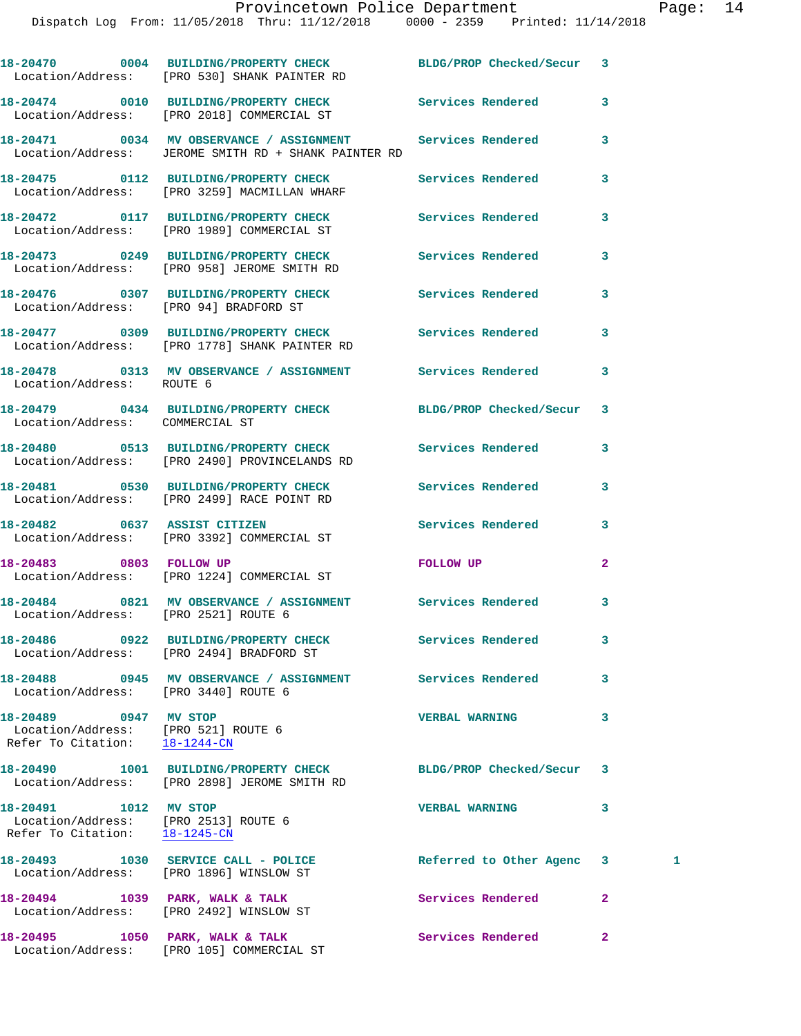18-20470 0004 BUILDING/PROPERTY CHECK BLDG/PROP Checked/Secur 3
Location/Address: [PRO 530] SHANK PAINTER RD

18-20474 0010 BUILDING/PROPERTY CHECK Services Rendered 3
Location/Address: [PRO 2018] COMMERCIAL ST

18-20471 0034 MV OBSERVANCE / ASSIGNMENT Services Rendered 3
Location/Address: JEROME SMITH RD + SHANK PAINTER RD

18-20475 0112 BUILDING/PROPERTY CHECK Services Rendered 3
Location/Address: [PRO 3259] MACMILLAN WHARF

18-20472 0117 BUILDING/PROPERTY CHECK Services Rendered 3
Location/Address: [PRO 1989] COMMERCIAL ST

18-20473 0249 BUILDING/PROPERTY CHECK Services Rendered 3
Location/Address: [PRO 958] JEROME SMITH RD

18-20476 0307 BUILDING/PROPERTY CHECK Services Rendered 3
Location/Address: [PRO 94] BRADFORD ST

18-20477 0309 BUILDING/PROPERTY CHECK Services Rendered 3
Location/Address: [PRO 1778] SHANK PAINTER RD

18-20478 0313 MV OBSERVANCE / ASSIGNMENT Services Rendered 3
Location/Address: ROUTE 6

18-20479 0434 BUILDING/PROPERTY CHECK BLDG/PROP Checked/Secur 3
Location/Address: COMMERCIAL ST

18-20480 0513 BUILDING/PROPERTY CHECK Services Rendered 3
Location/Address: [PRO 2490] PROVINCELANDS RD

18-20481 0530 BUILDING/PROPERTY CHECK Services Rendered 3
Location/Address: [PRO 2499] RACE POINT RD

18-20482 0637 ASSIST CITIZEN Services Rendered 3
Location/Address: [PRO 3392] COMMERCIAL ST

18-20483 0803 FOLLOW UP FOLLOW UP 2
Location/Address: [PRO 1224] COMMERCIAL ST

18-20484 0821 MV OBSERVANCE / ASSIGNMENT Services Rendered 3
Location/Address: [PRO 2521] ROUTE 6

18-20486 0922 BUILDING/PROPERTY CHECK Services Rendered 3
Location/Address: [PRO 2494] BRADFORD ST

18-20488 0945 MV OBSERVANCE / ASSIGNMENT Services Rendered 3
Location/Address: [PRO 3440] ROUTE 6

18-20489 0947 MV STOP VERBAL WARNING 3
Location/Address: [PRO 521] ROUTE 6
Refer To Citation: 18-1244-CN

18-20490 1001 BUILDING/PROPERTY CHECK BLDG/PROP Checked/Secur 3
Location/Address: [PRO 2898] JEROME SMITH RD

18-20491 1012 MV STOP VERBAL WARNING 3
Location/Address: [PRO 2513] ROUTE 6
Refer To Citation: 18-1245-CN

18-20493 1030 SERVICE CALL - POLICE Referred to Other Agenc 3 1
Location/Address: [PRO 1896] WINSLOW ST

18-20494 1039 PARK, WALK & TALK Services Rendered 2
Location/Address: [PRO 2492] WINSLOW ST

18-20495 1050 PARK, WALK & TALK Services Rendered 2
Location/Address: [PRO 105] COMMERCIAL ST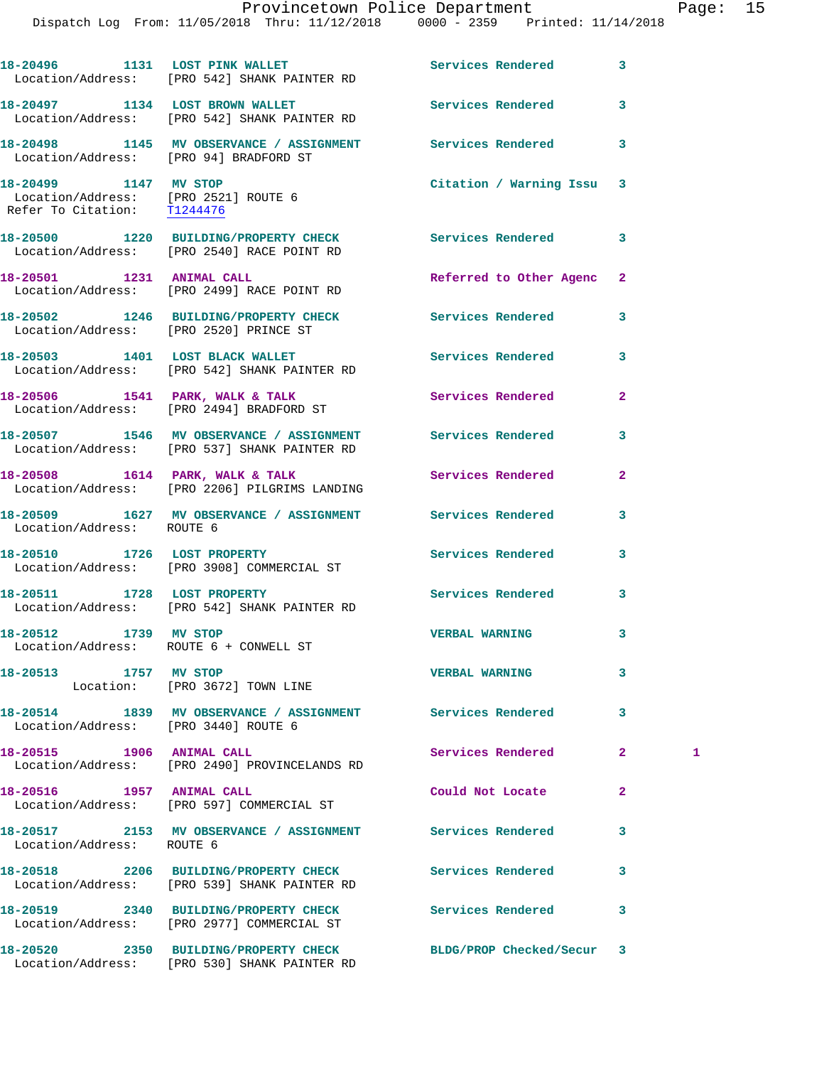18-20496 1131 LOST PINK WALLET Services Rendered 3
Location/Address: [PRO 542] SHANK PAINTER RD

18-20497 1134 LOST BROWN WALLET Services Rendered 3
Location/Address: [PRO 542] SHANK PAINTER RD

18-20498 1145 MV OBSERVANCE / ASSIGNMENT Services Rendered 3
Location/Address: [PRO 94] BRADFORD ST

18-20499 1147 MV STOP Citation / Warning Issu 3
Location/Address: [PRO 2521] ROUTE 6
Refer To Citation: T1244476

18-20500 1220 BUILDING/PROPERTY CHECK Services Rendered 3
Location/Address: [PRO 2540] RACE POINT RD

18-20501 1231 ANIMAL CALL Referred to Other Agenc 2
Location/Address: [PRO 2499] RACE POINT RD

18-20502 1246 BUILDING/PROPERTY CHECK Services Rendered 3
Location/Address: [PRO 2520] PRINCE ST

18-20503 1401 LOST BLACK WALLET Services Rendered 3
Location/Address: [PRO 542] SHANK PAINTER RD

18-20506 1541 PARK, WALK & TALK Services Rendered 2
Location/Address: [PRO 2494] BRADFORD ST

18-20507 1546 MV OBSERVANCE / ASSIGNMENT Services Rendered 3
Location/Address: [PRO 537] SHANK PAINTER RD

18-20508 1614 PARK, WALK & TALK Services Rendered 2
Location/Address: [PRO 2206] PILGRIMS LANDING

18-20509 1627 MV OBSERVANCE / ASSIGNMENT Services Rendered 3
Location/Address: ROUTE 6

18-20510 1726 LOST PROPERTY Services Rendered 3
Location/Address: [PRO 3908] COMMERCIAL ST

18-20511 1728 LOST PROPERTY Services Rendered 3
Location/Address: [PRO 542] SHANK PAINTER RD

18-20512 1739 MV STOP VERBAL WARNING 3
Location/Address: ROUTE 6 + CONWELL ST

18-20513 1757 MV STOP VERBAL WARNING 3
Location: [PRO 3672] TOWN LINE

18-20514 1839 MV OBSERVANCE / ASSIGNMENT Services Rendered 3
Location/Address: [PRO 3440] ROUTE 6

18-20515 1906 ANIMAL CALL Services Rendered 2 1
Location/Address: [PRO 2490] PROVINCELANDS RD

18-20516 1957 ANIMAL CALL Could Not Locate 2
Location/Address: [PRO 597] COMMERCIAL ST

18-20517 2153 MV OBSERVANCE / ASSIGNMENT Services Rendered 3
Location/Address: ROUTE 6

18-20518 2206 BUILDING/PROPERTY CHECK Services Rendered 3
Location/Address: [PRO 539] SHANK PAINTER RD

18-20519 2340 BUILDING/PROPERTY CHECK Services Rendered 3
Location/Address: [PRO 2977] COMMERCIAL ST

18-20520 2350 BUILDING/PROPERTY CHECK BLDG/PROP Checked/Secur 3
Location/Address: [PRO 530] SHANK PAINTER RD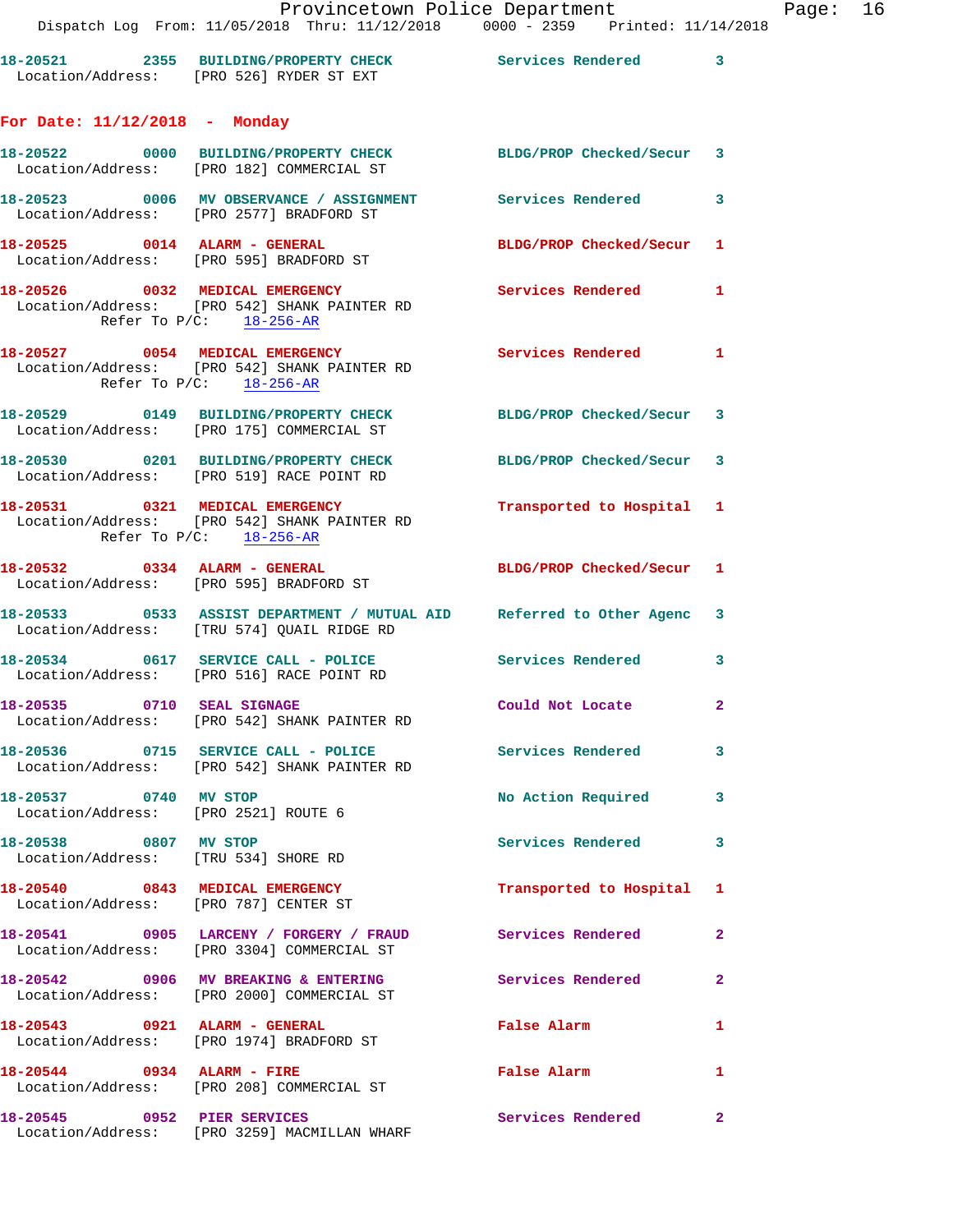18-20521 2355 BUILDING/PROPERTY CHECK Services Rendered 3
Location/Address: [PRO 526] RYDER ST EXT

**For Date: 11/12/2018 - Monday**

18-20522 0000 BUILDING/PROPERTY CHECK BLDG/PROP Checked/Secur 3
Location/Address: [PRO 182] COMMERCIAL ST

18-20523 0006 MV OBSERVANCE / ASSIGNMENT Services Rendered 3
Location/Address: [PRO 2577] BRADFORD ST

18-20525 0014 ALARM - GENERAL BLDG/PROP Checked/Secur 1
Location/Address: [PRO 595] BRADFORD ST

18-20526 0032 MEDICAL EMERGENCY Services Rendered 1
Location/Address: [PRO 542] SHANK PAINTER RD
Refer To P/C: 18-256-AR

18-20527 0054 MEDICAL EMERGENCY Services Rendered 1
Location/Address: [PRO 542] SHANK PAINTER RD
Refer To P/C: 18-256-AR

18-20529 0149 BUILDING/PROPERTY CHECK BLDG/PROP Checked/Secur 3
Location/Address: [PRO 175] COMMERCIAL ST

18-20530 0201 BUILDING/PROPERTY CHECK BLDG/PROP Checked/Secur 3
Location/Address: [PRO 519] RACE POINT RD

18-20531 0321 MEDICAL EMERGENCY Transported to Hospital 1
Location/Address: [PRO 542] SHANK PAINTER RD
Refer To P/C: 18-256-AR

18-20532 0334 ALARM - GENERAL BLDG/PROP Checked/Secur 1
Location/Address: [PRO 595] BRADFORD ST

18-20533 0533 ASSIST DEPARTMENT / MUTUAL AID Referred to Other Agenc 3
Location/Address: [TRU 574] QUAIL RIDGE RD

18-20534 0617 SERVICE CALL - POLICE Services Rendered 3
Location/Address: [PRO 516] RACE POINT RD

18-20535 0710 SEAL SIGNAGE Could Not Locate 2
Location/Address: [PRO 542] SHANK PAINTER RD

18-20536 0715 SERVICE CALL - POLICE Services Rendered 3
Location/Address: [PRO 542] SHANK PAINTER RD

18-20537 0740 MV STOP No Action Required 3
Location/Address: [PRO 2521] ROUTE 6

18-20538 0807 MV STOP Services Rendered 3
Location/Address: [TRU 534] SHORE RD

18-20540 0843 MEDICAL EMERGENCY Transported to Hospital 1
Location/Address: [PRO 787] CENTER ST

18-20541 0905 LARCENY / FORGERY / FRAUD Services Rendered 2
Location/Address: [PRO 3304] COMMERCIAL ST

18-20542 0906 MV BREAKING & ENTERING Services Rendered 2
Location/Address: [PRO 2000] COMMERCIAL ST

18-20543 0921 ALARM - GENERAL False Alarm 1
Location/Address: [PRO 1974] BRADFORD ST

18-20544 0934 ALARM - FIRE False Alarm 1
Location/Address: [PRO 208] COMMERCIAL ST

18-20545 0952 PIER SERVICES Services Rendered 2
Location/Address: [PRO 3259] MACMILLAN WHARF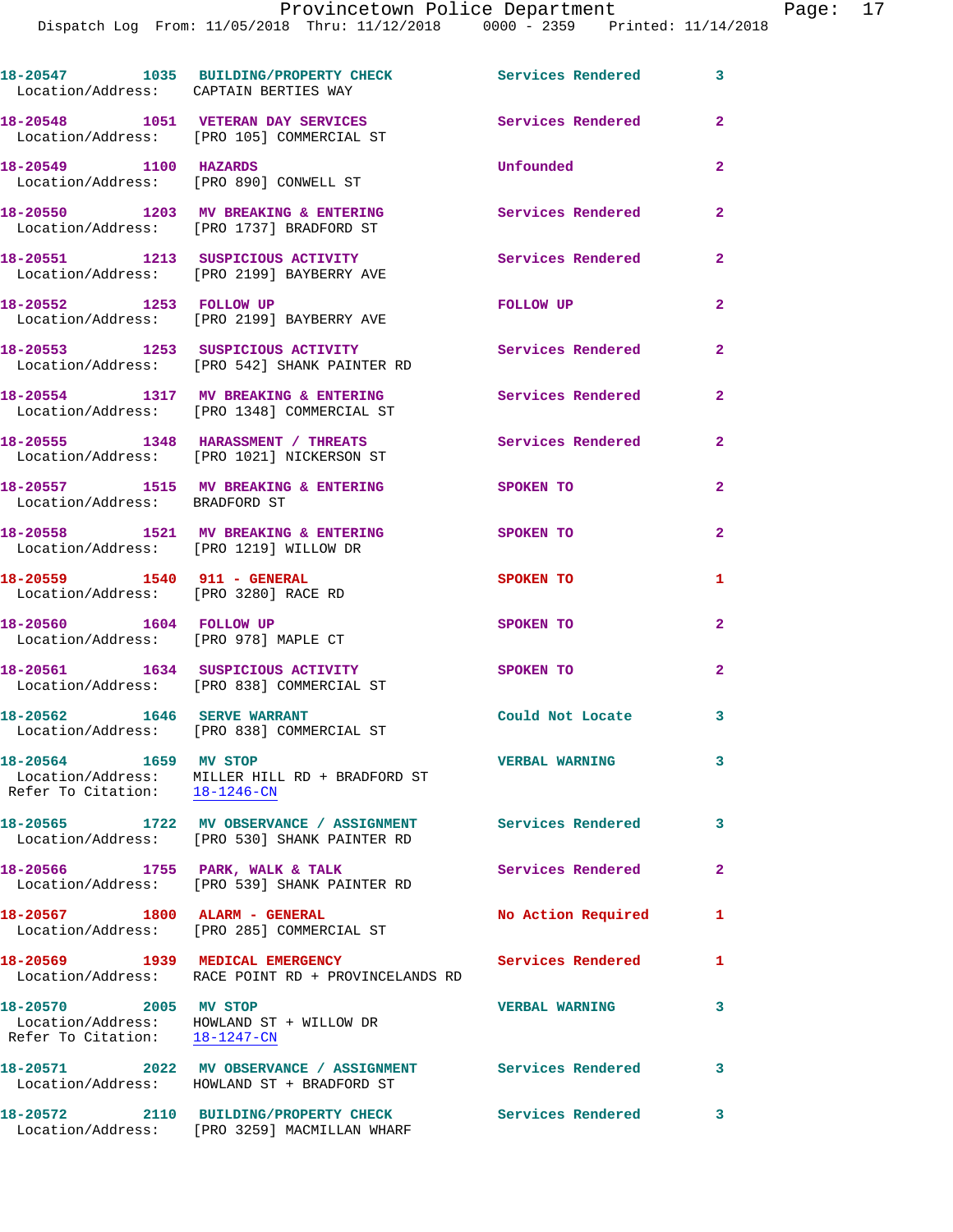18-20547 1035 **BUILDING/PROPERTY CHECK** Services Rendered 3
Location/Address: CAPTAIN BERTIES WAY

18-20548 1051 **VETERAN DAY SERVICES** Services Rendered 2
Location/Address: [PRO 105] COMMERCIAL ST

18-20549 1100 **HAZARDS** Unfounded 2
Location/Address: [PRO 890] CONWELL ST

18-20550 1203 **MV BREAKING & ENTERING** Services Rendered 2
Location/Address: [PRO 1737] BRADFORD ST

18-20551 1213 **SUSPICIOUS ACTIVITY** Services Rendered 2
Location/Address: [PRO 2199] BAYBERRY AVE

18-20552 1253 **FOLLOW UP** FOLLOW UP 2
Location/Address: [PRO 2199] BAYBERRY AVE

18-20553 1253 **SUSPICIOUS ACTIVITY** Services Rendered 2
Location/Address: [PRO 542] SHANK PAINTER RD

18-20554 1317 **MV BREAKING & ENTERING** Services Rendered 2
Location/Address: [PRO 1348] COMMERCIAL ST

18-20555 1348 **HARASSMENT / THREATS** Services Rendered 2
Location/Address: [PRO 1021] NICKERSON ST

18-20557 1515 **MV BREAKING & ENTERING** SPOKEN TO 2
Location/Address: BRADFORD ST

18-20558 1521 **MV BREAKING & ENTERING** SPOKEN TO 2
Location/Address: [PRO 1219] WILLOW DR

18-20559 1540 **911 - GENERAL** SPOKEN TO 1
Location/Address: [PRO 3280] RACE RD

18-20560 1604 **FOLLOW UP** SPOKEN TO 2
Location/Address: [PRO 978] MAPLE CT

18-20561 1634 **SUSPICIOUS ACTIVITY** SPOKEN TO 2
Location/Address: [PRO 838] COMMERCIAL ST

18-20562 1646 **SERVE WARRANT** Could Not Locate 3
Location/Address: [PRO 838] COMMERCIAL ST

18-20564 1659 **MV STOP** VERBAL WARNING 3
Location/Address: MILLER HILL RD + BRADFORD ST
Refer To Citation: 18-1246-CN

18-20565 1722 **MV OBSERVANCE / ASSIGNMENT** Services Rendered 3
Location/Address: [PRO 530] SHANK PAINTER RD

18-20566 1755 **PARK, WALK & TALK** Services Rendered 2
Location/Address: [PRO 539] SHANK PAINTER RD

18-20567 1800 **ALARM - GENERAL** No Action Required 1
Location/Address: [PRO 285] COMMERCIAL ST

18-20569 1939 **MEDICAL EMERGENCY** Services Rendered 1
Location/Address: RACE POINT RD + PROVINCELANDS RD

18-20570 2005 **MV STOP** VERBAL WARNING 3
Location/Address: HOWLAND ST + WILLOW DR
Refer To Citation: 18-1247-CN

18-20571 2022 **MV OBSERVANCE / ASSIGNMENT** Services Rendered 3
Location/Address: HOWLAND ST + BRADFORD ST

18-20572 2110 **BUILDING/PROPERTY CHECK** Services Rendered 3
Location/Address: [PRO 3259] MACMILLAN WHARF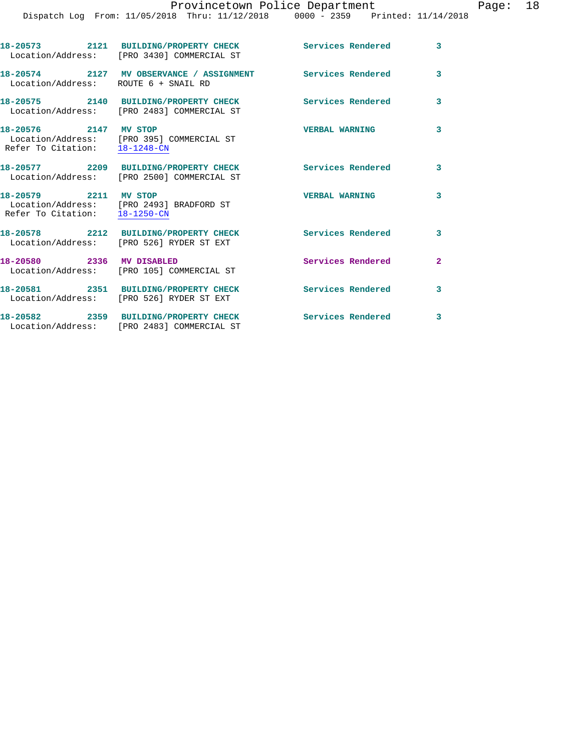**18-20573** 2121 **BUILDING/PROPERTY CHECK** Services Rendered 3
Location/Address: [PRO 3430] COMMERCIAL ST

**18-20574** 2127 **MV OBSERVANCE / ASSIGNMENT** Services Rendered 3
Location/Address: ROUTE 6 + SNAIL RD

**18-20575** 2140 **BUILDING/PROPERTY CHECK** Services Rendered 3
Location/Address: [PRO 2483] COMMERCIAL ST

**18-20576** 2147 **MV STOP** VERBAL WARNING 3
Location/Address: [PRO 395] COMMERCIAL ST
Refer To Citation: 18-1248-CN

**18-20577** 2209 **BUILDING/PROPERTY CHECK** Services Rendered 3
Location/Address: [PRO 2500] COMMERCIAL ST

**18-20579** 2211 **MV STOP** VERBAL WARNING 3
Location/Address: [PRO 2493] BRADFORD ST
Refer To Citation: 18-1250-CN

**18-20578** 2212 **BUILDING/PROPERTY CHECK** Services Rendered 3
Location/Address: [PRO 526] RYDER ST EXT

**18-20580** 2336 **MV DISABLED** Services Rendered 2
Location/Address: [PRO 105] COMMERCIAL ST

**18-20581** 2351 **BUILDING/PROPERTY CHECK** Services Rendered 3
Location/Address: [PRO 526] RYDER ST EXT

**18-20582** 2359 **BUILDING/PROPERTY CHECK** Services Rendered 3
Location/Address: [PRO 2483] COMMERCIAL ST